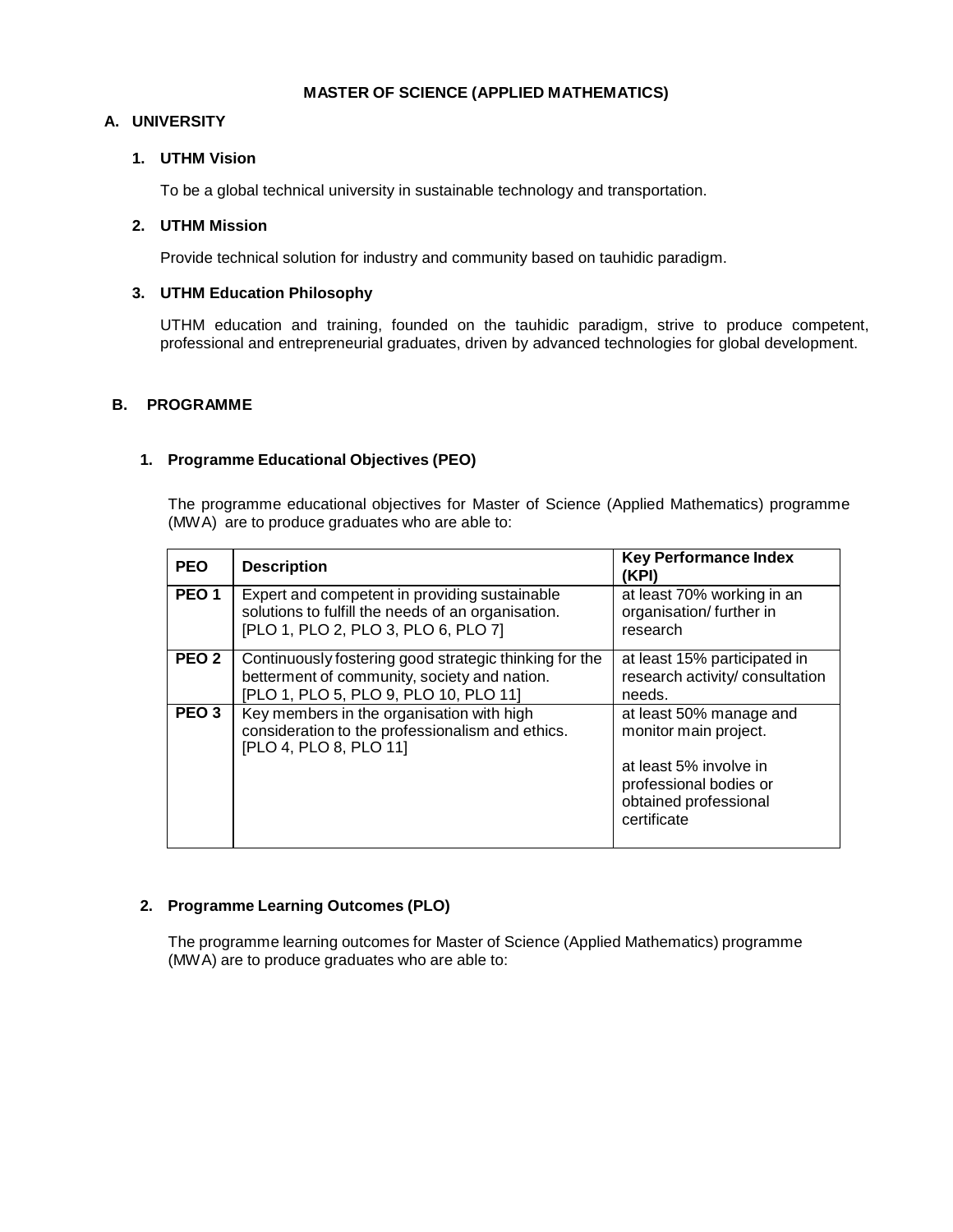# MASTER OF SCIENCE (APPLIED MATHEMATICS)

## A. UNIVERSITY

### 1. UTHM Vision

To be a global technical university in sustainable technology and transportation.

### 2. UTHM Mission

Provide technical solution for industry and community based on tauhidic paradigm.

### 3. UTHM Education Philosophy

UTHM education and training, founded on the tauhidic paradigm, strive to produce competent, professional and entrepreneurial graduates, driven by advanced technologies for global development.

## B. PROGRAMME

### 1. Programme Educational Objectives (PEO)

The programme educational objectives for Master of Science (Applied Mathematics) programme (MWA) are to produce graduates who are able to:

| PEO | Description | Key Performance Index (KPI) |
|---|---|---|
| **PEO 1** | Expert and competent in providing sustainable solutions to fulfill the needs of an organisation. [PLO 1, PLO 2, PLO 3, PLO 6, PLO 7] | at least 70% working in an organisation/ further in research |
| **PEO 2** | Continuously fostering good strategic thinking for the betterment of community, society and nation. [PLO 1, PLO 5, PLO 9, PLO 10, PLO 11] | at least 15% participated in research activity/ consultation needs. |
| **PEO 3** | Key members in the organisation with high consideration to the professionalism and ethics. [PLO 4, PLO 8, PLO 11] | at least 50% manage and monitor main project.<br><br>at least 5% involve in professional bodies or obtained professional certificate |

### 2. Programme Learning Outcomes (PLO)

The programme learning outcomes for Master of Science (Applied Mathematics) programme (MWA) are to produce graduates who are able to: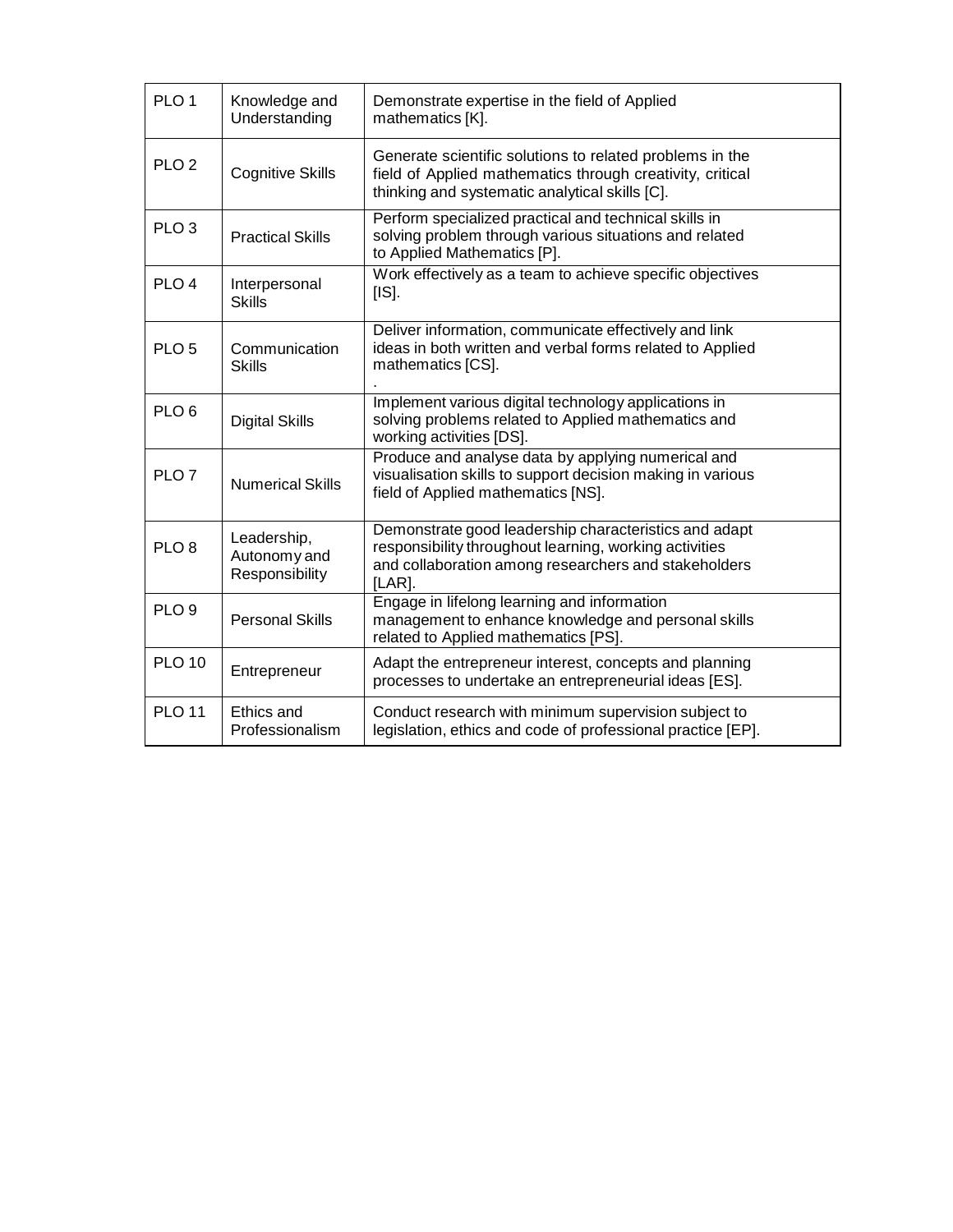| | | |
|---|---|---|
| PLO 1 | Knowledge and Understanding | Demonstrate expertise in the field of Applied mathematics [K]. |
| PLO 2 | Cognitive Skills | Generate scientific solutions to related problems in the field of Applied mathematics through creativity, critical thinking and systematic analytical skills [C]. |
| PLO 3 | Practical Skills | Perform specialized practical and technical skills in solving problem through various situations and related to Applied Mathematics [P]. |
| PLO 4 | Interpersonal Skills | Work effectively as a team to achieve specific objectives [IS]. |
| PLO 5 | Communication Skills | Deliver information, communicate effectively and link ideas in both written and verbal forms related to Applied mathematics [CS]. . |
| PLO 6 | Digital Skills | Implement various digital technology applications in solving problems related to Applied mathematics and working activities [DS]. |
| PLO 7 | Numerical Skills | Produce and analyse data by applying numerical and visualisation skills to support decision making in various field of Applied mathematics [NS]. |
| PLO 8 | Leadership, Autonomy and Responsibility | Demonstrate good leadership characteristics and adapt responsibility throughout learning, working activities and collaboration among researchers and stakeholders [LAR]. |
| PLO 9 | Personal Skills | Engage in lifelong learning and information management to enhance knowledge and personal skills related to Applied mathematics [PS]. |
| PLO 10 | Entrepreneur | Adapt the entrepreneur interest, concepts and planning processes to undertake an entrepreneurial ideas [ES]. |
| PLO 11 | Ethics and Professionalism | Conduct research with minimum supervision subject to legislation, ethics and code of professional practice [EP]. |